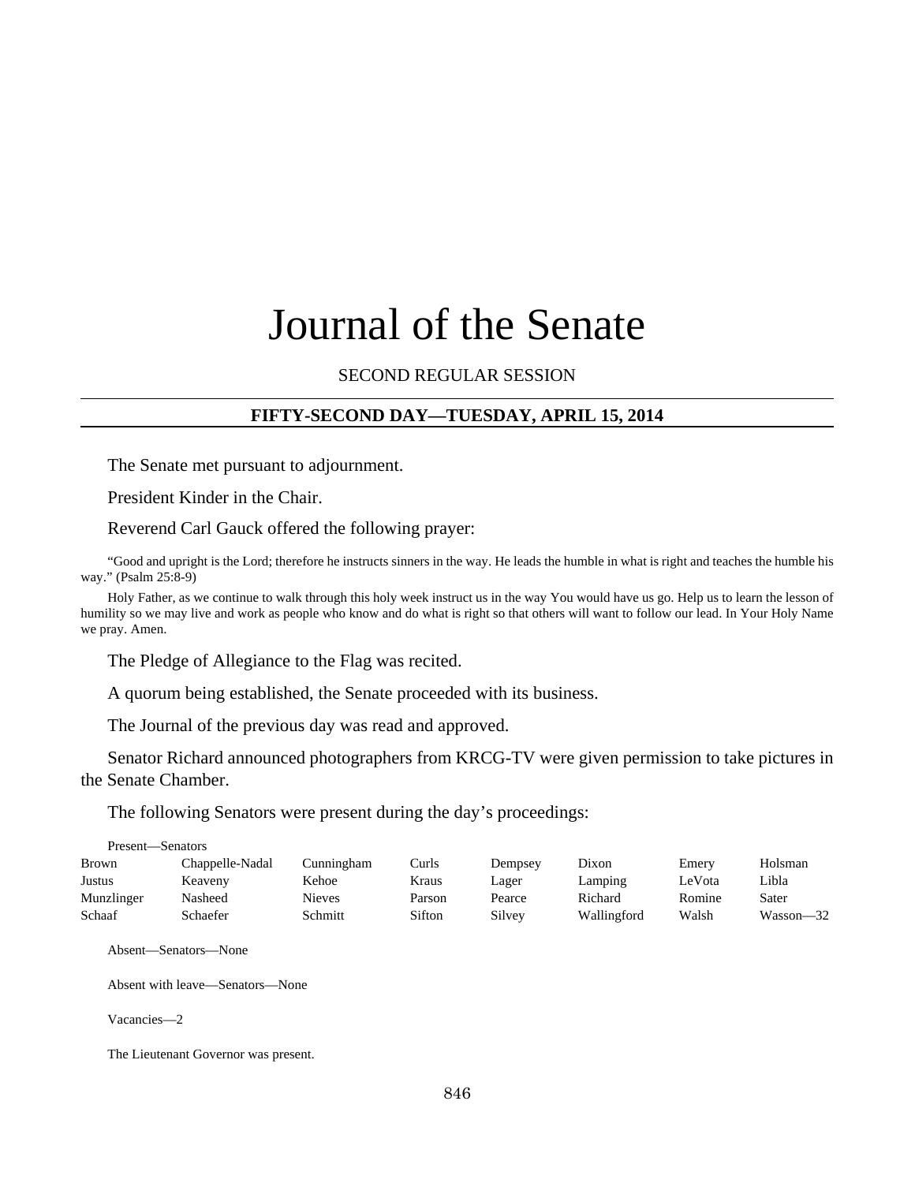# Journal of the Senate

SECOND REGULAR SESSION

## FIFTY-SECOND DAY—TUESDAY, APRIL 15, 2014

The Senate met pursuant to adjournment.

President Kinder in the Chair.

Reverend Carl Gauck offered the following prayer:

"Good and upright is the Lord; therefore he instructs sinners in the way. He leads the humble in what is right and teaches the humble his way." (Psalm 25:8-9)

Holy Father, as we continue to walk through this holy week instruct us in the way You would have us go. Help us to learn the lesson of humility so we may live and work as people who know and do what is right so that others will want to follow our lead. In Your Holy Name we pray. Amen.

The Pledge of Allegiance to the Flag was recited.

A quorum being established, the Senate proceeded with its business.

The Journal of the previous day was read and approved.

Senator Richard announced photographers from KRCG-TV were given permission to take pictures in the Senate Chamber.

The following Senators were present during the day's proceedings:

Present—Senators

| | | | | | | | |
|---|---|---|---|---|---|---|---|
| Brown | Chappelle-Nadal | Cunningham | Curls | Dempsey | Dixon | Emery | Holsman |
| Justus | Keaveny | Kehoe | Kraus | Lager | Lamping | LeVota | Libla |
| Munzlinger | Nasheed | Nieves | Parson | Pearce | Richard | Romine | Sater |
| Schaaf | Schaefer | Schmitt | Sifton | Silvey | Wallingford | Walsh | Wasson—32 |

Absent—Senators—None

Absent with leave—Senators—None

Vacancies—2

The Lieutenant Governor was present.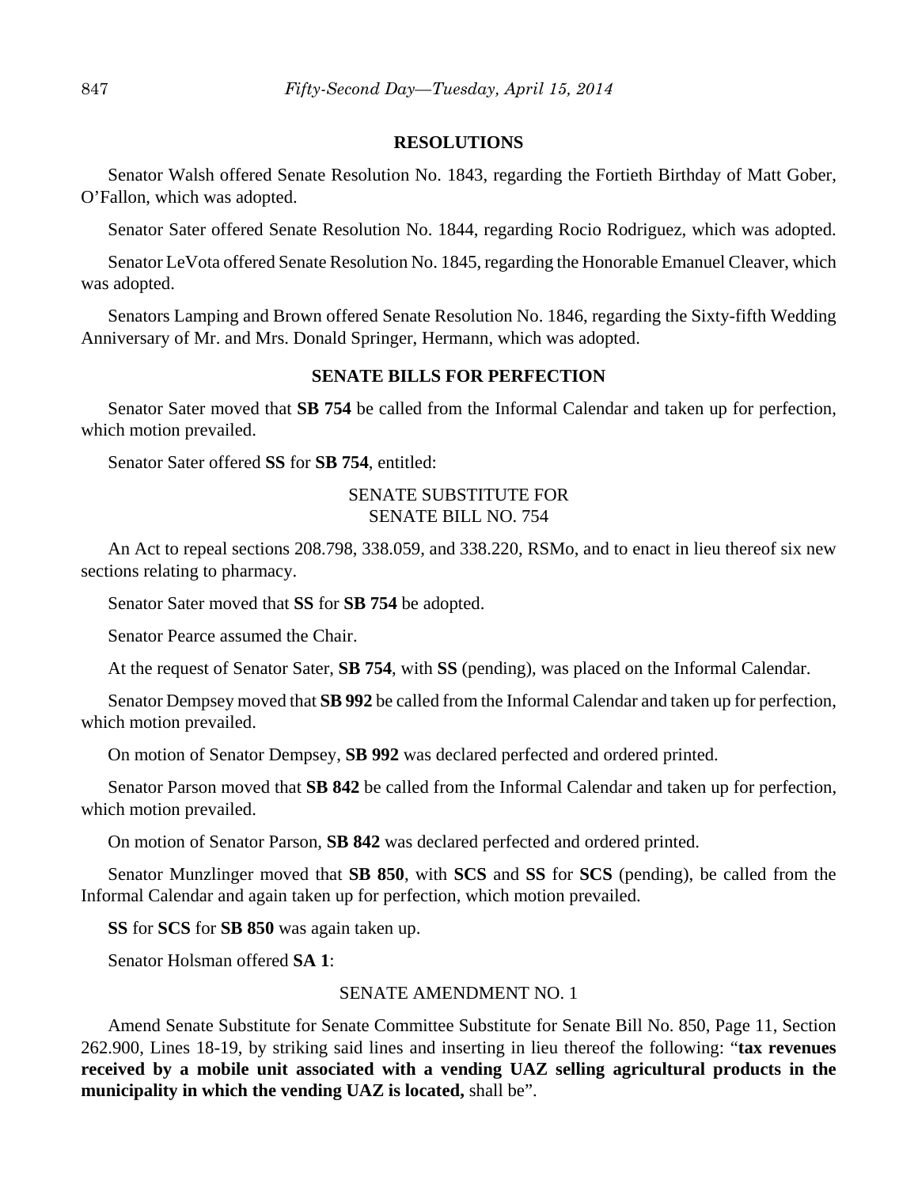## RESOLUTIONS

Senator Walsh offered Senate Resolution No. 1843, regarding the Fortieth Birthday of Matt Gober, O'Fallon, which was adopted.

Senator Sater offered Senate Resolution No. 1844, regarding Rocio Rodriguez, which was adopted.

Senator LeVota offered Senate Resolution No. 1845, regarding the Honorable Emanuel Cleaver, which was adopted.

Senators Lamping and Brown offered Senate Resolution No. 1846, regarding the Sixty-fifth Wedding Anniversary of Mr. and Mrs. Donald Springer, Hermann, which was adopted.

## SENATE BILLS FOR PERFECTION

Senator Sater moved that **SB 754** be called from the Informal Calendar and taken up for perfection, which motion prevailed.

Senator Sater offered **SS** for **SB 754**, entitled:

SENATE SUBSTITUTE FOR
SENATE BILL NO. 754

An Act to repeal sections 208.798, 338.059, and 338.220, RSMo, and to enact in lieu thereof six new sections relating to pharmacy.

Senator Sater moved that **SS** for **SB 754** be adopted.

Senator Pearce assumed the Chair.

At the request of Senator Sater, **SB 754**, with **SS** (pending), was placed on the Informal Calendar.

Senator Dempsey moved that **SB 992** be called from the Informal Calendar and taken up for perfection, which motion prevailed.

On motion of Senator Dempsey, **SB 992** was declared perfected and ordered printed.

Senator Parson moved that **SB 842** be called from the Informal Calendar and taken up for perfection, which motion prevailed.

On motion of Senator Parson, **SB 842** was declared perfected and ordered printed.

Senator Munzlinger moved that **SB 850**, with **SCS** and **SS** for **SCS** (pending), be called from the Informal Calendar and again taken up for perfection, which motion prevailed.

**SS** for **SCS** for **SB 850** was again taken up.

Senator Holsman offered **SA 1**:

SENATE AMENDMENT NO. 1

Amend Senate Substitute for Senate Committee Substitute for Senate Bill No. 850, Page 11, Section 262.900, Lines 18-19, by striking said lines and inserting in lieu thereof the following: "**tax revenues received by a mobile unit associated with a vending UAZ selling agricultural products in the municipality in which the vending UAZ is located,** shall be".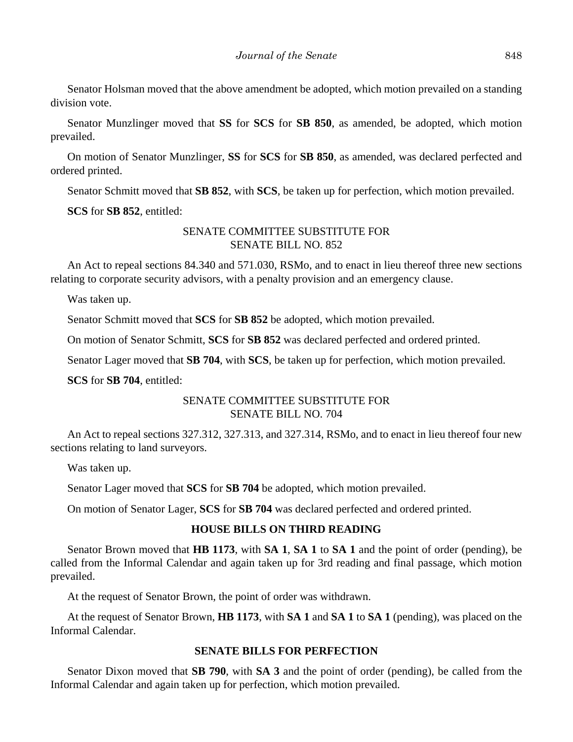Senator Holsman moved that the above amendment be adopted, which motion prevailed on a standing division vote.

Senator Munzlinger moved that **SS** for **SCS** for **SB 850**, as amended, be adopted, which motion prevailed.

On motion of Senator Munzlinger, **SS** for **SCS** for **SB 850**, as amended, was declared perfected and ordered printed.

Senator Schmitt moved that **SB 852**, with **SCS**, be taken up for perfection, which motion prevailed.

**SCS** for **SB 852**, entitled:

SENATE COMMITTEE SUBSTITUTE FOR
SENATE BILL NO. 852

An Act to repeal sections 84.340 and 571.030, RSMo, and to enact in lieu thereof three new sections relating to corporate security advisors, with a penalty provision and an emergency clause.

Was taken up.

Senator Schmitt moved that **SCS** for **SB 852** be adopted, which motion prevailed.

On motion of Senator Schmitt, **SCS** for **SB 852** was declared perfected and ordered printed.

Senator Lager moved that **SB 704**, with **SCS**, be taken up for perfection, which motion prevailed.

**SCS** for **SB 704**, entitled:

SENATE COMMITTEE SUBSTITUTE FOR
SENATE BILL NO. 704

An Act to repeal sections 327.312, 327.313, and 327.314, RSMo, and to enact in lieu thereof four new sections relating to land surveyors.

Was taken up.

Senator Lager moved that **SCS** for **SB 704** be adopted, which motion prevailed.

On motion of Senator Lager, **SCS** for **SB 704** was declared perfected and ordered printed.

## HOUSE BILLS ON THIRD READING

Senator Brown moved that **HB 1173**, with **SA 1**, **SA 1** to **SA 1** and the point of order (pending), be called from the Informal Calendar and again taken up for 3rd reading and final passage, which motion prevailed.

At the request of Senator Brown, the point of order was withdrawn.

At the request of Senator Brown, **HB 1173**, with **SA 1** and **SA 1** to **SA 1** (pending), was placed on the Informal Calendar.

## SENATE BILLS FOR PERFECTION

Senator Dixon moved that **SB 790**, with **SA 3** and the point of order (pending), be called from the Informal Calendar and again taken up for perfection, which motion prevailed.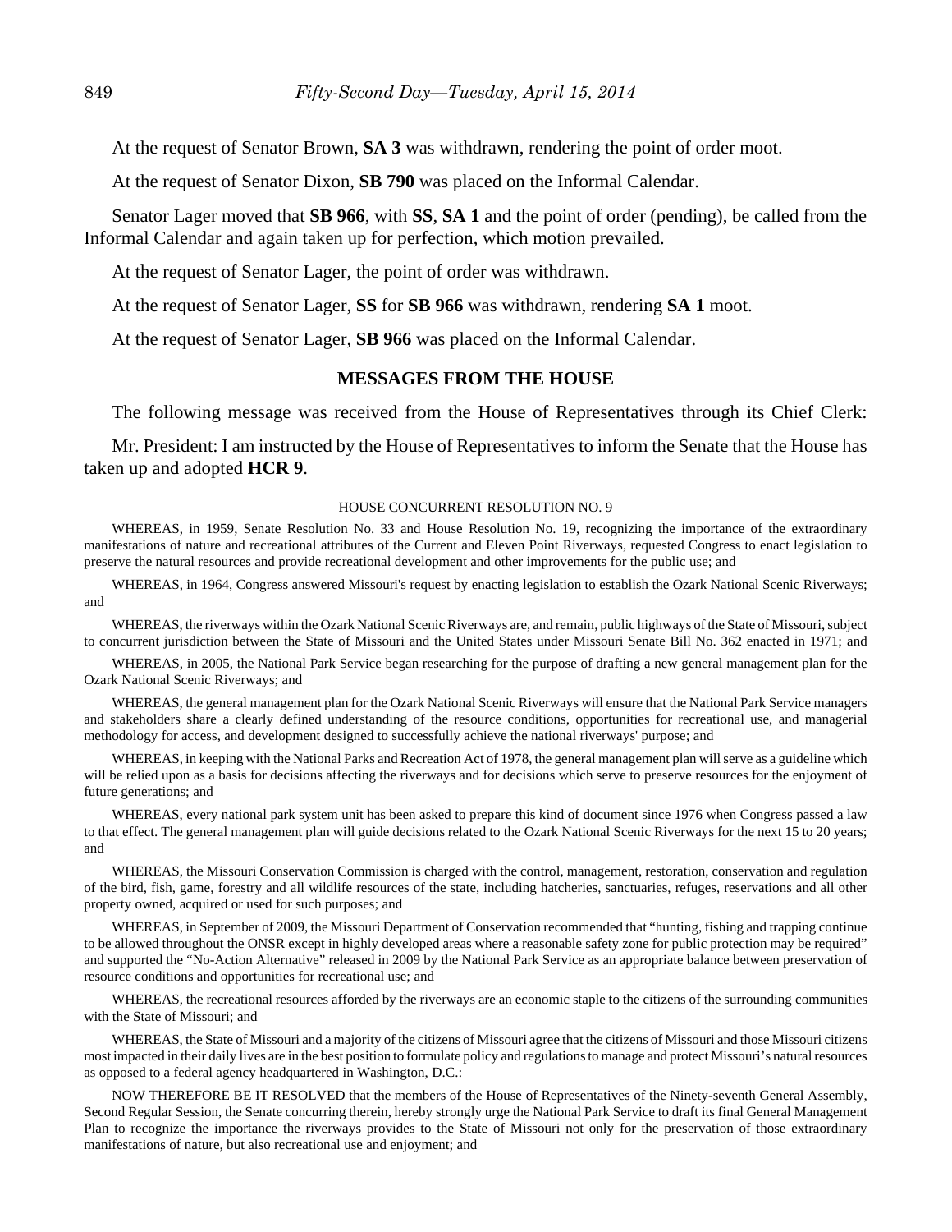At the request of Senator Brown, **SA 3** was withdrawn, rendering the point of order moot.

At the request of Senator Dixon, **SB 790** was placed on the Informal Calendar.

Senator Lager moved that **SB 966**, with **SS**, **SA 1** and the point of order (pending), be called from the Informal Calendar and again taken up for perfection, which motion prevailed.

At the request of Senator Lager, the point of order was withdrawn.

At the request of Senator Lager, **SS** for **SB 966** was withdrawn, rendering **SA 1** moot.

At the request of Senator Lager, **SB 966** was placed on the Informal Calendar.

## MESSAGES FROM THE HOUSE

The following message was received from the House of Representatives through its Chief Clerk:

Mr. President: I am instructed by the House of Representatives to inform the Senate that the House has taken up and adopted **HCR 9**.

HOUSE CONCURRENT RESOLUTION NO. 9

WHEREAS, in 1959, Senate Resolution No. 33 and House Resolution No. 19, recognizing the importance of the extraordinary manifestations of nature and recreational attributes of the Current and Eleven Point Riverways, requested Congress to enact legislation to preserve the natural resources and provide recreational development and other improvements for the public use; and

WHEREAS, in 1964, Congress answered Missouri's request by enacting legislation to establish the Ozark National Scenic Riverways; and

WHEREAS, the riverways within the Ozark National Scenic Riverways are, and remain, public highways of the State of Missouri, subject to concurrent jurisdiction between the State of Missouri and the United States under Missouri Senate Bill No. 362 enacted in 1971; and

WHEREAS, in 2005, the National Park Service began researching for the purpose of drafting a new general management plan for the Ozark National Scenic Riverways; and

WHEREAS, the general management plan for the Ozark National Scenic Riverways will ensure that the National Park Service managers and stakeholders share a clearly defined understanding of the resource conditions, opportunities for recreational use, and managerial methodology for access, and development designed to successfully achieve the national riverways' purpose; and

WHEREAS, in keeping with the National Parks and Recreation Act of 1978, the general management plan will serve as a guideline which will be relied upon as a basis for decisions affecting the riverways and for decisions which serve to preserve resources for the enjoyment of future generations; and

WHEREAS, every national park system unit has been asked to prepare this kind of document since 1976 when Congress passed a law to that effect. The general management plan will guide decisions related to the Ozark National Scenic Riverways for the next 15 to 20 years; and

WHEREAS, the Missouri Conservation Commission is charged with the control, management, restoration, conservation and regulation of the bird, fish, game, forestry and all wildlife resources of the state, including hatcheries, sanctuaries, refuges, reservations and all other property owned, acquired or used for such purposes; and

WHEREAS, in September of 2009, the Missouri Department of Conservation recommended that "hunting, fishing and trapping continue to be allowed throughout the ONSR except in highly developed areas where a reasonable safety zone for public protection may be required" and supported the "No-Action Alternative" released in 2009 by the National Park Service as an appropriate balance between preservation of resource conditions and opportunities for recreational use; and

WHEREAS, the recreational resources afforded by the riverways are an economic staple to the citizens of the surrounding communities with the State of Missouri; and

WHEREAS, the State of Missouri and a majority of the citizens of Missouri agree that the citizens of Missouri and those Missouri citizens most impacted in their daily lives are in the best position to formulate policy and regulations to manage and protect Missouri's natural resources as opposed to a federal agency headquartered in Washington, D.C.:

NOW THEREFORE BE IT RESOLVED that the members of the House of Representatives of the Ninety-seventh General Assembly, Second Regular Session, the Senate concurring therein, hereby strongly urge the National Park Service to draft its final General Management Plan to recognize the importance the riverways provides to the State of Missouri not only for the preservation of those extraordinary manifestations of nature, but also recreational use and enjoyment; and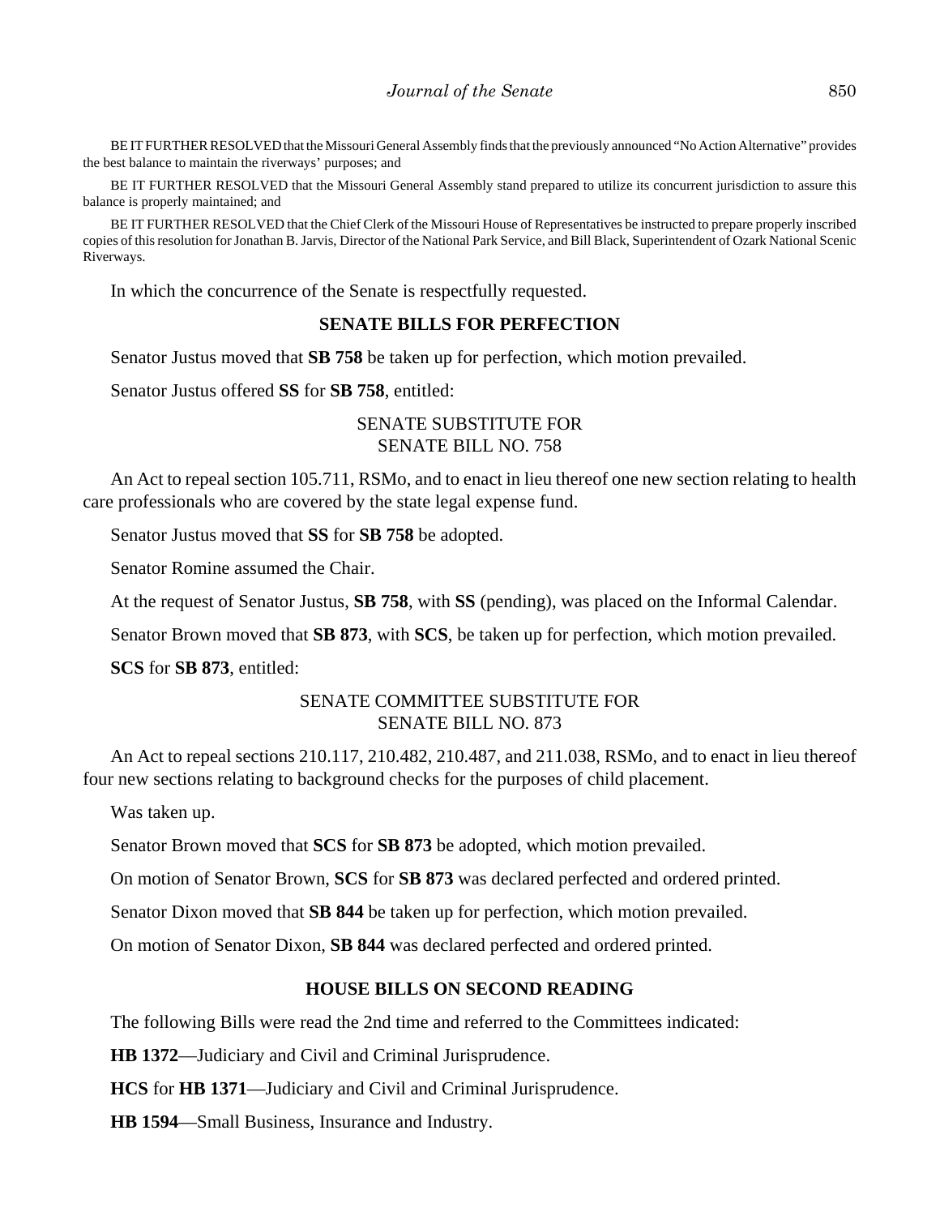BE IT FURTHER RESOLVED that the Missouri General Assembly finds that the previously announced "No Action Alternative" provides the best balance to maintain the riverways' purposes; and

BE IT FURTHER RESOLVED that the Missouri General Assembly stand prepared to utilize its concurrent jurisdiction to assure this balance is properly maintained; and

BE IT FURTHER RESOLVED that the Chief Clerk of the Missouri House of Representatives be instructed to prepare properly inscribed copies of this resolution for Jonathan B. Jarvis, Director of the National Park Service, and Bill Black, Superintendent of Ozark National Scenic Riverways.

In which the concurrence of the Senate is respectfully requested.

## SENATE BILLS FOR PERFECTION

Senator Justus moved that **SB 758** be taken up for perfection, which motion prevailed.

Senator Justus offered **SS** for **SB 758**, entitled:

SENATE SUBSTITUTE FOR
SENATE BILL NO. 758

An Act to repeal section 105.711, RSMo, and to enact in lieu thereof one new section relating to health care professionals who are covered by the state legal expense fund.

Senator Justus moved that **SS** for **SB 758** be adopted.

Senator Romine assumed the Chair.

At the request of Senator Justus, **SB 758**, with **SS** (pending), was placed on the Informal Calendar.

Senator Brown moved that **SB 873**, with **SCS**, be taken up for perfection, which motion prevailed.

**SCS** for **SB 873**, entitled:

SENATE COMMITTEE SUBSTITUTE FOR
SENATE BILL NO. 873

An Act to repeal sections 210.117, 210.482, 210.487, and 211.038, RSMo, and to enact in lieu thereof four new sections relating to background checks for the purposes of child placement.

Was taken up.

Senator Brown moved that **SCS** for **SB 873** be adopted, which motion prevailed.

On motion of Senator Brown, **SCS** for **SB 873** was declared perfected and ordered printed.

Senator Dixon moved that **SB 844** be taken up for perfection, which motion prevailed.

On motion of Senator Dixon, **SB 844** was declared perfected and ordered printed.

## HOUSE BILLS ON SECOND READING

The following Bills were read the 2nd time and referred to the Committees indicated:

**HB 1372**—Judiciary and Civil and Criminal Jurisprudence.

**HCS** for **HB 1371**—Judiciary and Civil and Criminal Jurisprudence.

**HB 1594**—Small Business, Insurance and Industry.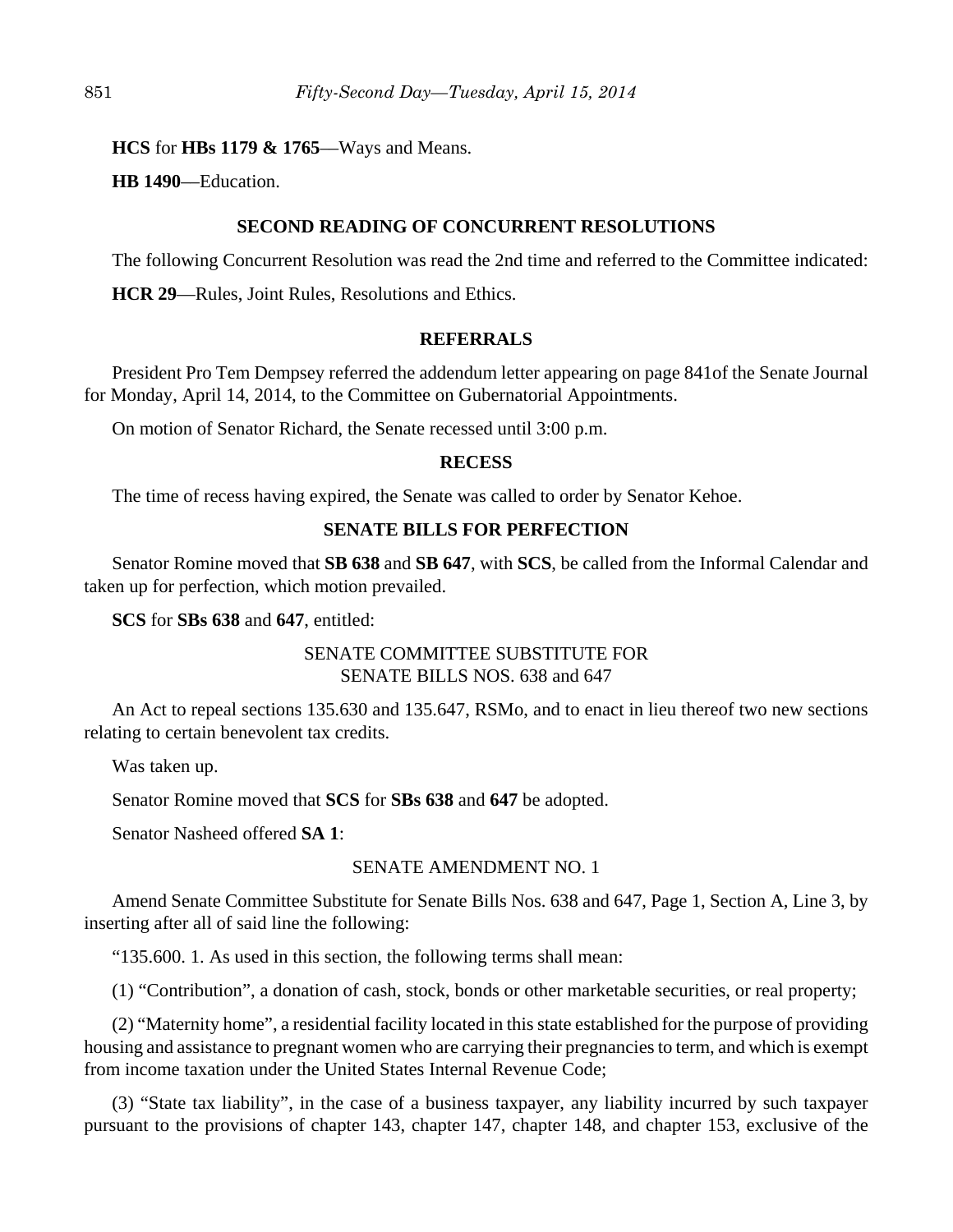**HCS** for **HBs 1179 & 1765**—Ways and Means.

**HB 1490**—Education.

## SECOND READING OF CONCURRENT RESOLUTIONS

The following Concurrent Resolution was read the 2nd time and referred to the Committee indicated:

**HCR 29**—Rules, Joint Rules, Resolutions and Ethics.

## REFERRALS

President Pro Tem Dempsey referred the addendum letter appearing on page 841of the Senate Journal for Monday, April 14, 2014, to the Committee on Gubernatorial Appointments.

On motion of Senator Richard, the Senate recessed until 3:00 p.m.

## RECESS

The time of recess having expired, the Senate was called to order by Senator Kehoe.

## SENATE BILLS FOR PERFECTION

Senator Romine moved that **SB 638** and **SB 647**, with **SCS**, be called from the Informal Calendar and taken up for perfection, which motion prevailed.

**SCS** for **SBs 638** and **647**, entitled:

SENATE COMMITTEE SUBSTITUTE FOR
SENATE BILLS NOS. 638 and 647

An Act to repeal sections 135.630 and 135.647, RSMo, and to enact in lieu thereof two new sections relating to certain benevolent tax credits.

Was taken up.

Senator Romine moved that **SCS** for **SBs 638** and **647** be adopted.

Senator Nasheed offered **SA 1**:

SENATE AMENDMENT NO. 1

Amend Senate Committee Substitute for Senate Bills Nos. 638 and 647, Page 1, Section A, Line 3, by inserting after all of said line the following:

"135.600. 1. As used in this section, the following terms shall mean:

(1) "Contribution", a donation of cash, stock, bonds or other marketable securities, or real property;

(2) "Maternity home", a residential facility located in this state established for the purpose of providing housing and assistance to pregnant women who are carrying their pregnancies to term, and which is exempt from income taxation under the United States Internal Revenue Code;

(3) "State tax liability", in the case of a business taxpayer, any liability incurred by such taxpayer pursuant to the provisions of chapter 143, chapter 147, chapter 148, and chapter 153, exclusive of the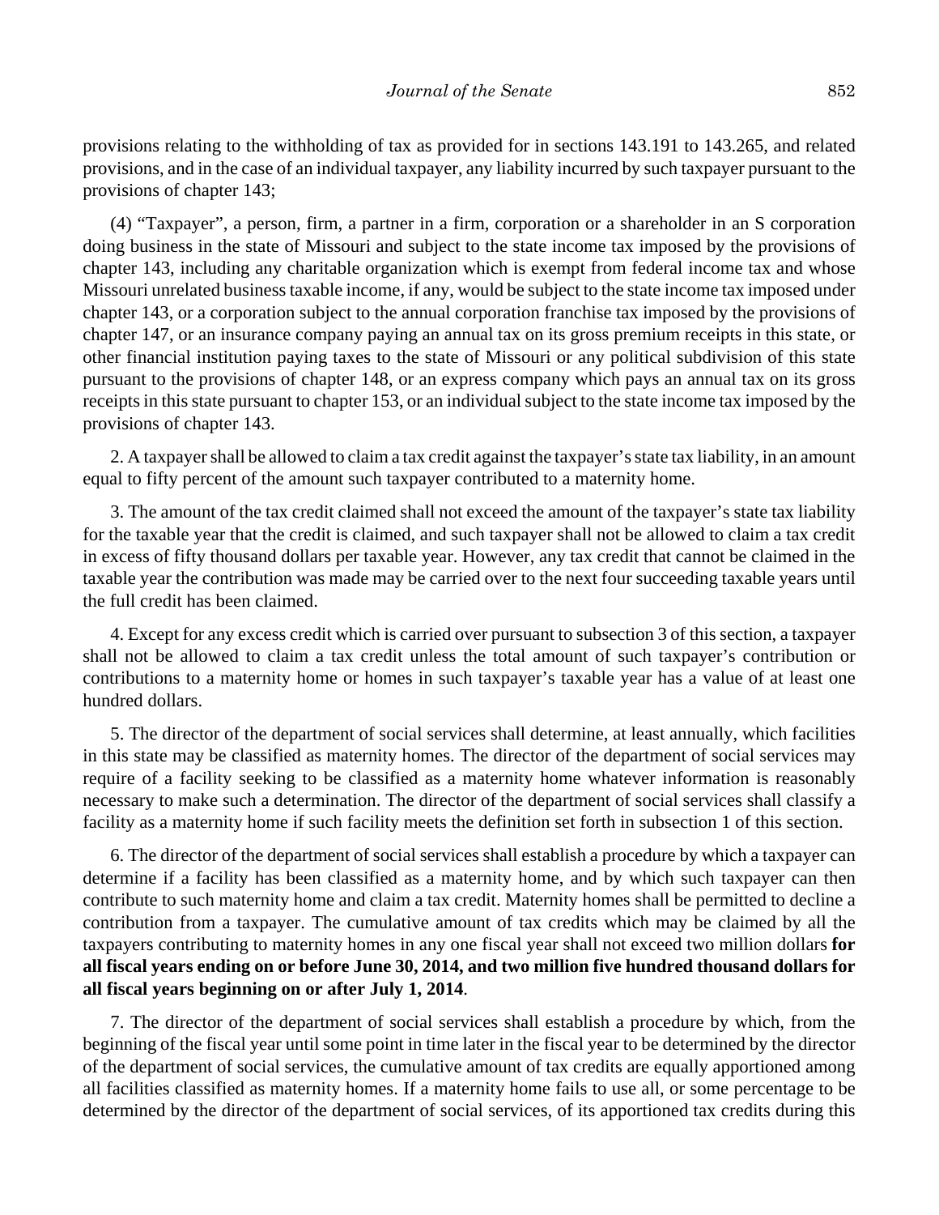provisions relating to the withholding of tax as provided for in sections 143.191 to 143.265, and related provisions, and in the case of an individual taxpayer, any liability incurred by such taxpayer pursuant to the provisions of chapter 143;

(4) "Taxpayer", a person, firm, a partner in a firm, corporation or a shareholder in an S corporation doing business in the state of Missouri and subject to the state income tax imposed by the provisions of chapter 143, including any charitable organization which is exempt from federal income tax and whose Missouri unrelated business taxable income, if any, would be subject to the state income tax imposed under chapter 143, or a corporation subject to the annual corporation franchise tax imposed by the provisions of chapter 147, or an insurance company paying an annual tax on its gross premium receipts in this state, or other financial institution paying taxes to the state of Missouri or any political subdivision of this state pursuant to the provisions of chapter 148, or an express company which pays an annual tax on its gross receipts in this state pursuant to chapter 153, or an individual subject to the state income tax imposed by the provisions of chapter 143.

2. A taxpayer shall be allowed to claim a tax credit against the taxpayer's state tax liability, in an amount equal to fifty percent of the amount such taxpayer contributed to a maternity home.

3. The amount of the tax credit claimed shall not exceed the amount of the taxpayer's state tax liability for the taxable year that the credit is claimed, and such taxpayer shall not be allowed to claim a tax credit in excess of fifty thousand dollars per taxable year. However, any tax credit that cannot be claimed in the taxable year the contribution was made may be carried over to the next four succeeding taxable years until the full credit has been claimed.

4. Except for any excess credit which is carried over pursuant to subsection 3 of this section, a taxpayer shall not be allowed to claim a tax credit unless the total amount of such taxpayer's contribution or contributions to a maternity home or homes in such taxpayer's taxable year has a value of at least one hundred dollars.

5. The director of the department of social services shall determine, at least annually, which facilities in this state may be classified as maternity homes. The director of the department of social services may require of a facility seeking to be classified as a maternity home whatever information is reasonably necessary to make such a determination. The director of the department of social services shall classify a facility as a maternity home if such facility meets the definition set forth in subsection 1 of this section.

6. The director of the department of social services shall establish a procedure by which a taxpayer can determine if a facility has been classified as a maternity home, and by which such taxpayer can then contribute to such maternity home and claim a tax credit. Maternity homes shall be permitted to decline a contribution from a taxpayer. The cumulative amount of tax credits which may be claimed by all the taxpayers contributing to maternity homes in any one fiscal year shall not exceed two million dollars **for all fiscal years ending on or before June 30, 2014, and two million five hundred thousand dollars for all fiscal years beginning on or after July 1, 2014**.

7. The director of the department of social services shall establish a procedure by which, from the beginning of the fiscal year until some point in time later in the fiscal year to be determined by the director of the department of social services, the cumulative amount of tax credits are equally apportioned among all facilities classified as maternity homes. If a maternity home fails to use all, or some percentage to be determined by the director of the department of social services, of its apportioned tax credits during this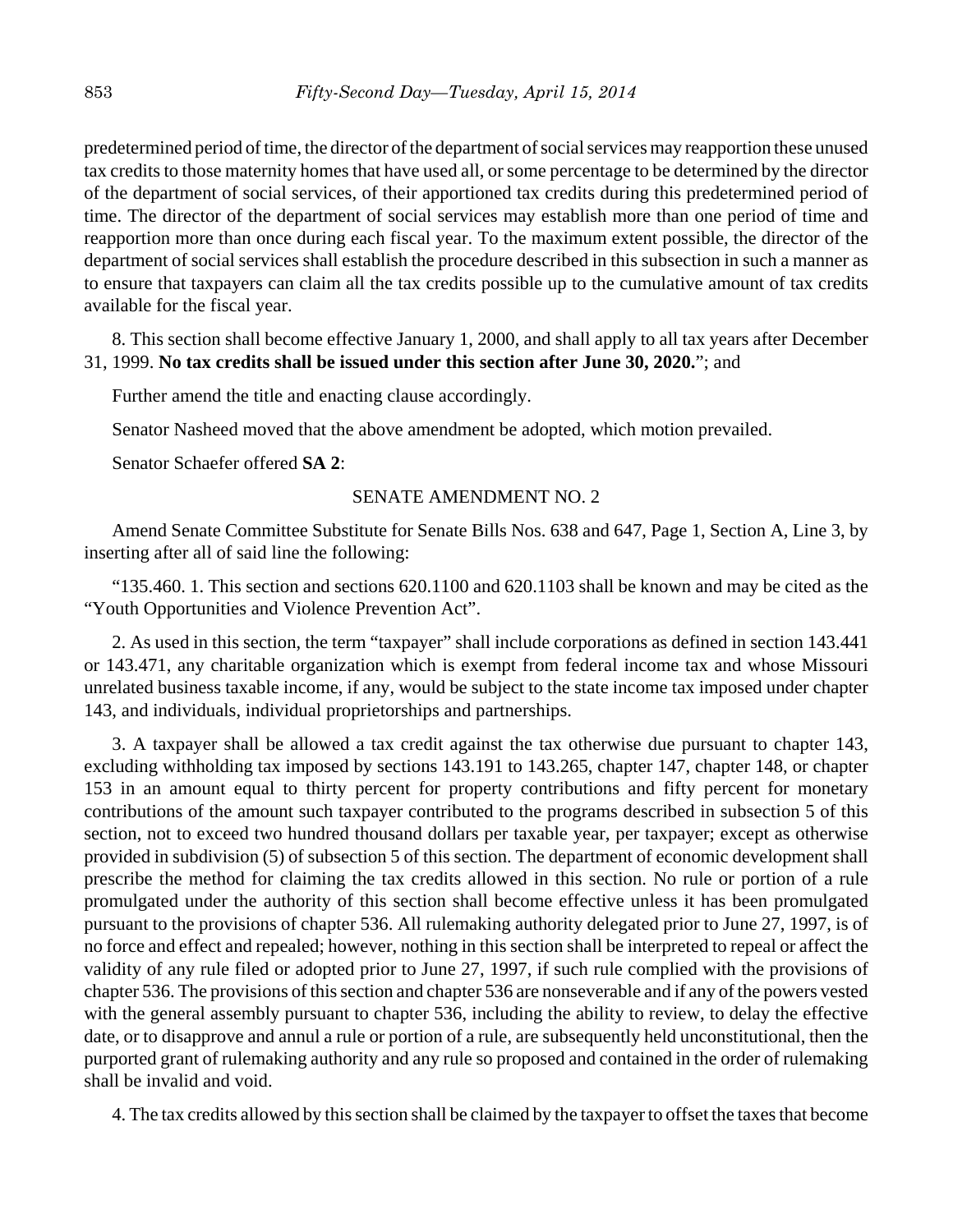predetermined period of time, the director of the department of social services may reapportion these unused tax credits to those maternity homes that have used all, or some percentage to be determined by the director of the department of social services, of their apportioned tax credits during this predetermined period of time. The director of the department of social services may establish more than one period of time and reapportion more than once during each fiscal year. To the maximum extent possible, the director of the department of social services shall establish the procedure described in this subsection in such a manner as to ensure that taxpayers can claim all the tax credits possible up to the cumulative amount of tax credits available for the fiscal year.

8. This section shall become effective January 1, 2000, and shall apply to all tax years after December 31, 1999. **No tax credits shall be issued under this section after June 30, 2020.**"; and

Further amend the title and enacting clause accordingly.

Senator Nasheed moved that the above amendment be adopted, which motion prevailed.

Senator Schaefer offered **SA 2**:

SENATE AMENDMENT NO. 2

Amend Senate Committee Substitute for Senate Bills Nos. 638 and 647, Page 1, Section A, Line 3, by inserting after all of said line the following:

"135.460. 1. This section and sections 620.1100 and 620.1103 shall be known and may be cited as the "Youth Opportunities and Violence Prevention Act".

2. As used in this section, the term "taxpayer" shall include corporations as defined in section 143.441 or 143.471, any charitable organization which is exempt from federal income tax and whose Missouri unrelated business taxable income, if any, would be subject to the state income tax imposed under chapter 143, and individuals, individual proprietorships and partnerships.

3. A taxpayer shall be allowed a tax credit against the tax otherwise due pursuant to chapter 143, excluding withholding tax imposed by sections 143.191 to 143.265, chapter 147, chapter 148, or chapter 153 in an amount equal to thirty percent for property contributions and fifty percent for monetary contributions of the amount such taxpayer contributed to the programs described in subsection 5 of this section, not to exceed two hundred thousand dollars per taxable year, per taxpayer; except as otherwise provided in subdivision (5) of subsection 5 of this section. The department of economic development shall prescribe the method for claiming the tax credits allowed in this section. No rule or portion of a rule promulgated under the authority of this section shall become effective unless it has been promulgated pursuant to the provisions of chapter 536. All rulemaking authority delegated prior to June 27, 1997, is of no force and effect and repealed; however, nothing in this section shall be interpreted to repeal or affect the validity of any rule filed or adopted prior to June 27, 1997, if such rule complied with the provisions of chapter 536. The provisions of this section and chapter 536 are nonseverable and if any of the powers vested with the general assembly pursuant to chapter 536, including the ability to review, to delay the effective date, or to disapprove and annul a rule or portion of a rule, are subsequently held unconstitutional, then the purported grant of rulemaking authority and any rule so proposed and contained in the order of rulemaking shall be invalid and void.

4. The tax credits allowed by this section shall be claimed by the taxpayer to offset the taxes that become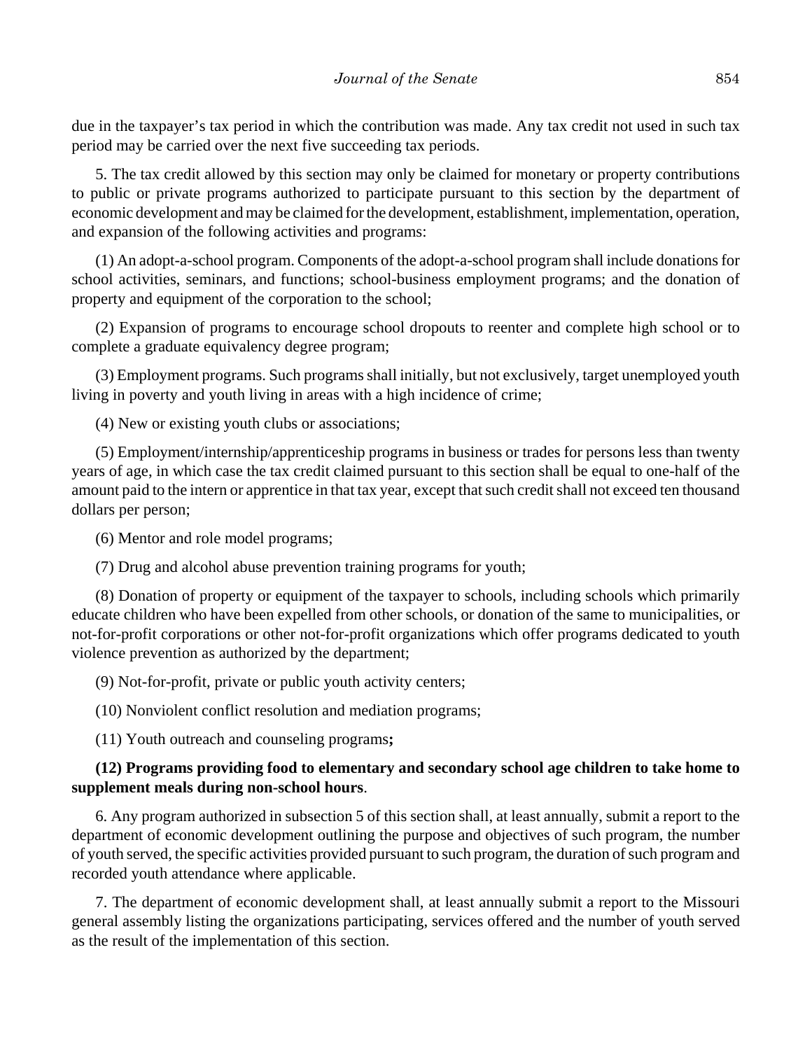due in the taxpayer's tax period in which the contribution was made. Any tax credit not used in such tax period may be carried over the next five succeeding tax periods.

5. The tax credit allowed by this section may only be claimed for monetary or property contributions to public or private programs authorized to participate pursuant to this section by the department of economic development and may be claimed for the development, establishment, implementation, operation, and expansion of the following activities and programs:

(1) An adopt-a-school program. Components of the adopt-a-school program shall include donations for school activities, seminars, and functions; school-business employment programs; and the donation of property and equipment of the corporation to the school;

(2) Expansion of programs to encourage school dropouts to reenter and complete high school or to complete a graduate equivalency degree program;

(3) Employment programs. Such programs shall initially, but not exclusively, target unemployed youth living in poverty and youth living in areas with a high incidence of crime;

(4) New or existing youth clubs or associations;

(5) Employment/internship/apprenticeship programs in business or trades for persons less than twenty years of age, in which case the tax credit claimed pursuant to this section shall be equal to one-half of the amount paid to the intern or apprentice in that tax year, except that such credit shall not exceed ten thousand dollars per person;

(6) Mentor and role model programs;

(7) Drug and alcohol abuse prevention training programs for youth;

(8) Donation of property or equipment of the taxpayer to schools, including schools which primarily educate children who have been expelled from other schools, or donation of the same to municipalities, or not-for-profit corporations or other not-for-profit organizations which offer programs dedicated to youth violence prevention as authorized by the department;

(9) Not-for-profit, private or public youth activity centers;

(10) Nonviolent conflict resolution and mediation programs;

(11) Youth outreach and counseling programs**;**

**(12) Programs providing food to elementary and secondary school age children to take home to supplement meals during non-school hours**.

6. Any program authorized in subsection 5 of this section shall, at least annually, submit a report to the department of economic development outlining the purpose and objectives of such program, the number of youth served, the specific activities provided pursuant to such program, the duration of such program and recorded youth attendance where applicable.

7. The department of economic development shall, at least annually submit a report to the Missouri general assembly listing the organizations participating, services offered and the number of youth served as the result of the implementation of this section.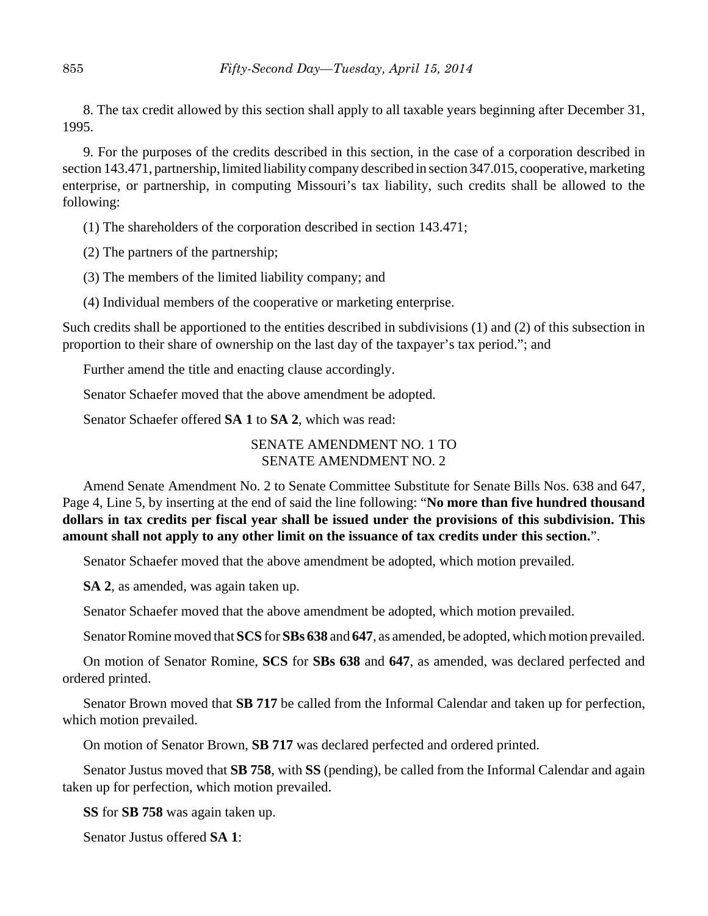8. The tax credit allowed by this section shall apply to all taxable years beginning after December 31, 1995.

9. For the purposes of the credits described in this section, in the case of a corporation described in section 143.471, partnership, limited liability company described in section 347.015, cooperative, marketing enterprise, or partnership, in computing Missouri's tax liability, such credits shall be allowed to the following:

(1) The shareholders of the corporation described in section 143.471;

(2) The partners of the partnership;

(3) The members of the limited liability company; and

(4) Individual members of the cooperative or marketing enterprise.

Such credits shall be apportioned to the entities described in subdivisions (1) and (2) of this subsection in proportion to their share of ownership on the last day of the taxpayer's tax period."; and

Further amend the title and enacting clause accordingly.

Senator Schaefer moved that the above amendment be adopted.

Senator Schaefer offered **SA 1** to **SA 2**, which was read:

SENATE AMENDMENT NO. 1 TO
SENATE AMENDMENT NO. 2

Amend Senate Amendment No. 2 to Senate Committee Substitute for Senate Bills Nos. 638 and 647, Page 4, Line 5, by inserting at the end of said the line following: "**No more than five hundred thousand dollars in tax credits per fiscal year shall be issued under the provisions of this subdivision. This amount shall not apply to any other limit on the issuance of tax credits under this section.**".

Senator Schaefer moved that the above amendment be adopted, which motion prevailed.

**SA 2**, as amended, was again taken up.

Senator Schaefer moved that the above amendment be adopted, which motion prevailed.

Senator Romine moved that **SCS** for **SBs 638** and **647**, as amended, be adopted, which motion prevailed.

On motion of Senator Romine, **SCS** for **SBs 638** and **647**, as amended, was declared perfected and ordered printed.

Senator Brown moved that **SB 717** be called from the Informal Calendar and taken up for perfection, which motion prevailed.

On motion of Senator Brown, **SB 717** was declared perfected and ordered printed.

Senator Justus moved that **SB 758**, with **SS** (pending), be called from the Informal Calendar and again taken up for perfection, which motion prevailed.

**SS** for **SB 758** was again taken up.

Senator Justus offered **SA 1**: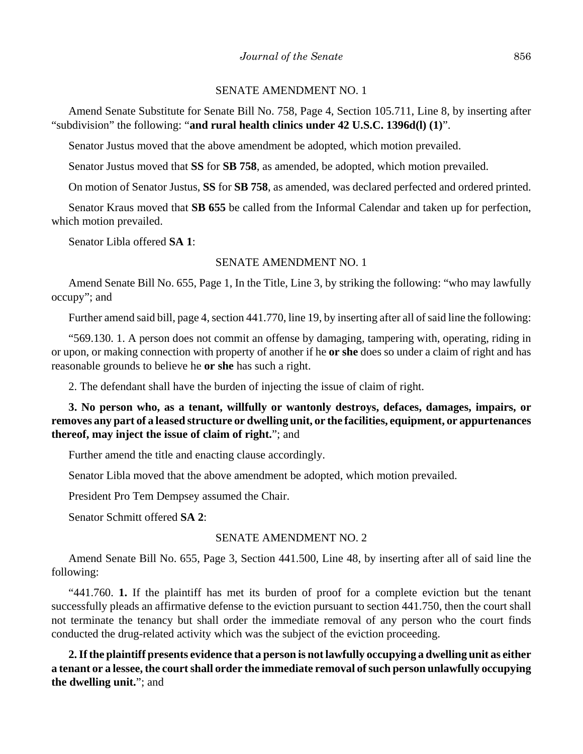SENATE AMENDMENT NO. 1

Amend Senate Substitute for Senate Bill No. 758, Page 4, Section 105.711, Line 8, by inserting after "subdivision" the following: "**and rural health clinics under 42 U.S.C. 1396d(l) (1)**".

Senator Justus moved that the above amendment be adopted, which motion prevailed.

Senator Justus moved that **SS** for **SB 758**, as amended, be adopted, which motion prevailed.

On motion of Senator Justus, **SS** for **SB 758**, as amended, was declared perfected and ordered printed.

Senator Kraus moved that **SB 655** be called from the Informal Calendar and taken up for perfection, which motion prevailed.

Senator Libla offered **SA 1**:

SENATE AMENDMENT NO. 1

Amend Senate Bill No. 655, Page 1, In the Title, Line 3, by striking the following: "who may lawfully occupy"; and

Further amend said bill, page 4, section 441.770, line 19, by inserting after all of said line the following:

"569.130. 1. A person does not commit an offense by damaging, tampering with, operating, riding in or upon, or making connection with property of another if he **or she** does so under a claim of right and has reasonable grounds to believe he **or she** has such a right.

2. The defendant shall have the burden of injecting the issue of claim of right.

**3. No person who, as a tenant, willfully or wantonly destroys, defaces, damages, impairs, or removes any part of a leased structure or dwelling unit, or the facilities, equipment, or appurtenances thereof, may inject the issue of claim of right.**"; and

Further amend the title and enacting clause accordingly.

Senator Libla moved that the above amendment be adopted, which motion prevailed.

President Pro Tem Dempsey assumed the Chair.

Senator Schmitt offered **SA 2**:

SENATE AMENDMENT NO. 2

Amend Senate Bill No. 655, Page 3, Section 441.500, Line 48, by inserting after all of said line the following:

"441.760. **1.** If the plaintiff has met its burden of proof for a complete eviction but the tenant successfully pleads an affirmative defense to the eviction pursuant to section 441.750, then the court shall not terminate the tenancy but shall order the immediate removal of any person who the court finds conducted the drug-related activity which was the subject of the eviction proceeding.

**2. If the plaintiff presents evidence that a person is not lawfully occupying a dwelling unit as either a tenant or a lessee, the court shall order the immediate removal of such person unlawfully occupying the dwelling unit.**"; and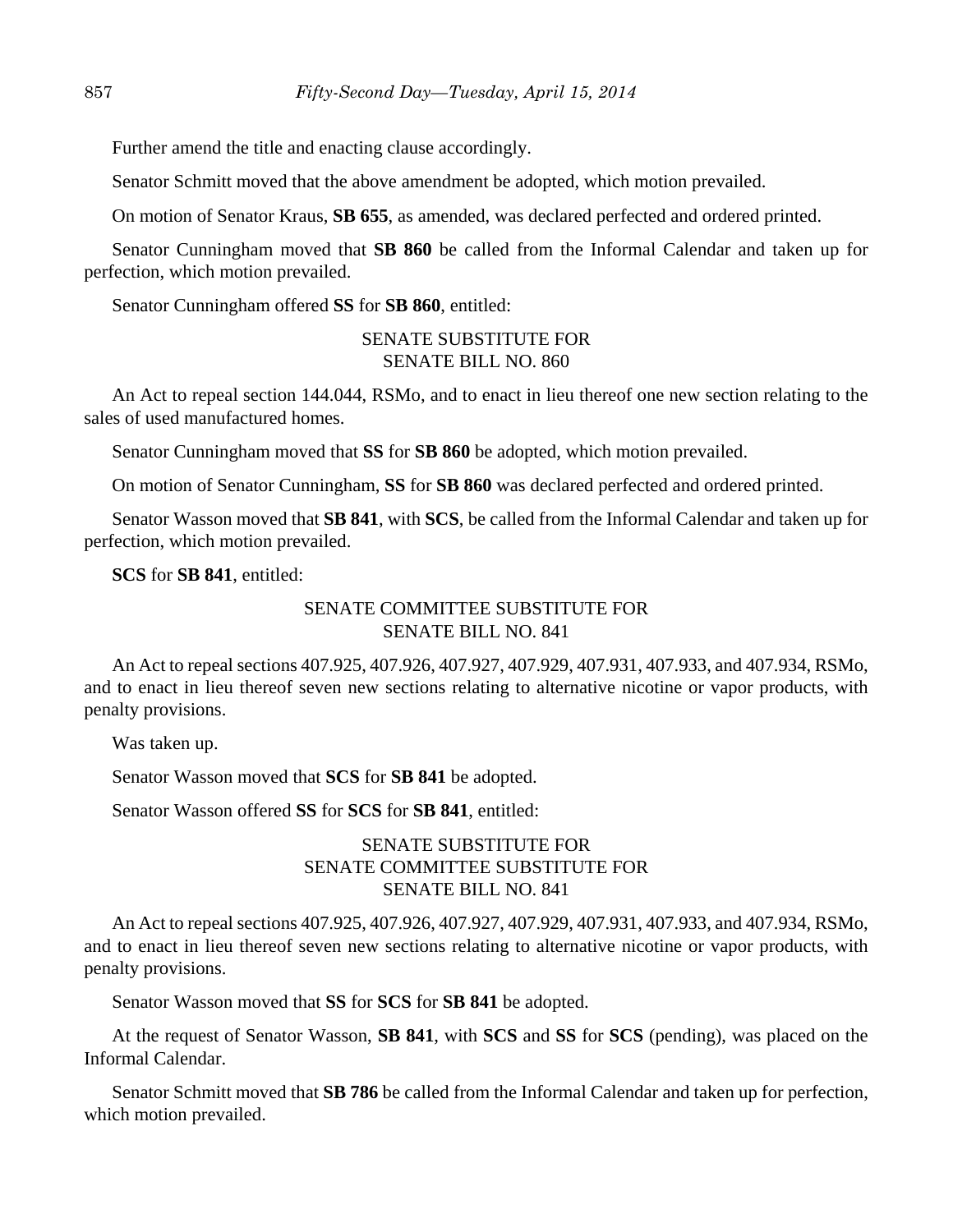Further amend the title and enacting clause accordingly.

Senator Schmitt moved that the above amendment be adopted, which motion prevailed.

On motion of Senator Kraus, **SB 655**, as amended, was declared perfected and ordered printed.

Senator Cunningham moved that **SB 860** be called from the Informal Calendar and taken up for perfection, which motion prevailed.

Senator Cunningham offered **SS** for **SB 860**, entitled:

SENATE SUBSTITUTE FOR
SENATE BILL NO. 860

An Act to repeal section 144.044, RSMo, and to enact in lieu thereof one new section relating to the sales of used manufactured homes.

Senator Cunningham moved that **SS** for **SB 860** be adopted, which motion prevailed.

On motion of Senator Cunningham, **SS** for **SB 860** was declared perfected and ordered printed.

Senator Wasson moved that **SB 841**, with **SCS**, be called from the Informal Calendar and taken up for perfection, which motion prevailed.

**SCS** for **SB 841**, entitled:

SENATE COMMITTEE SUBSTITUTE FOR
SENATE BILL NO. 841

An Act to repeal sections 407.925, 407.926, 407.927, 407.929, 407.931, 407.933, and 407.934, RSMo, and to enact in lieu thereof seven new sections relating to alternative nicotine or vapor products, with penalty provisions.

Was taken up.

Senator Wasson moved that **SCS** for **SB 841** be adopted.

Senator Wasson offered **SS** for **SCS** for **SB 841**, entitled:

SENATE SUBSTITUTE FOR
SENATE COMMITTEE SUBSTITUTE FOR
SENATE BILL NO. 841

An Act to repeal sections 407.925, 407.926, 407.927, 407.929, 407.931, 407.933, and 407.934, RSMo, and to enact in lieu thereof seven new sections relating to alternative nicotine or vapor products, with penalty provisions.

Senator Wasson moved that **SS** for **SCS** for **SB 841** be adopted.

At the request of Senator Wasson, **SB 841**, with **SCS** and **SS** for **SCS** (pending), was placed on the Informal Calendar.

Senator Schmitt moved that **SB 786** be called from the Informal Calendar and taken up for perfection, which motion prevailed.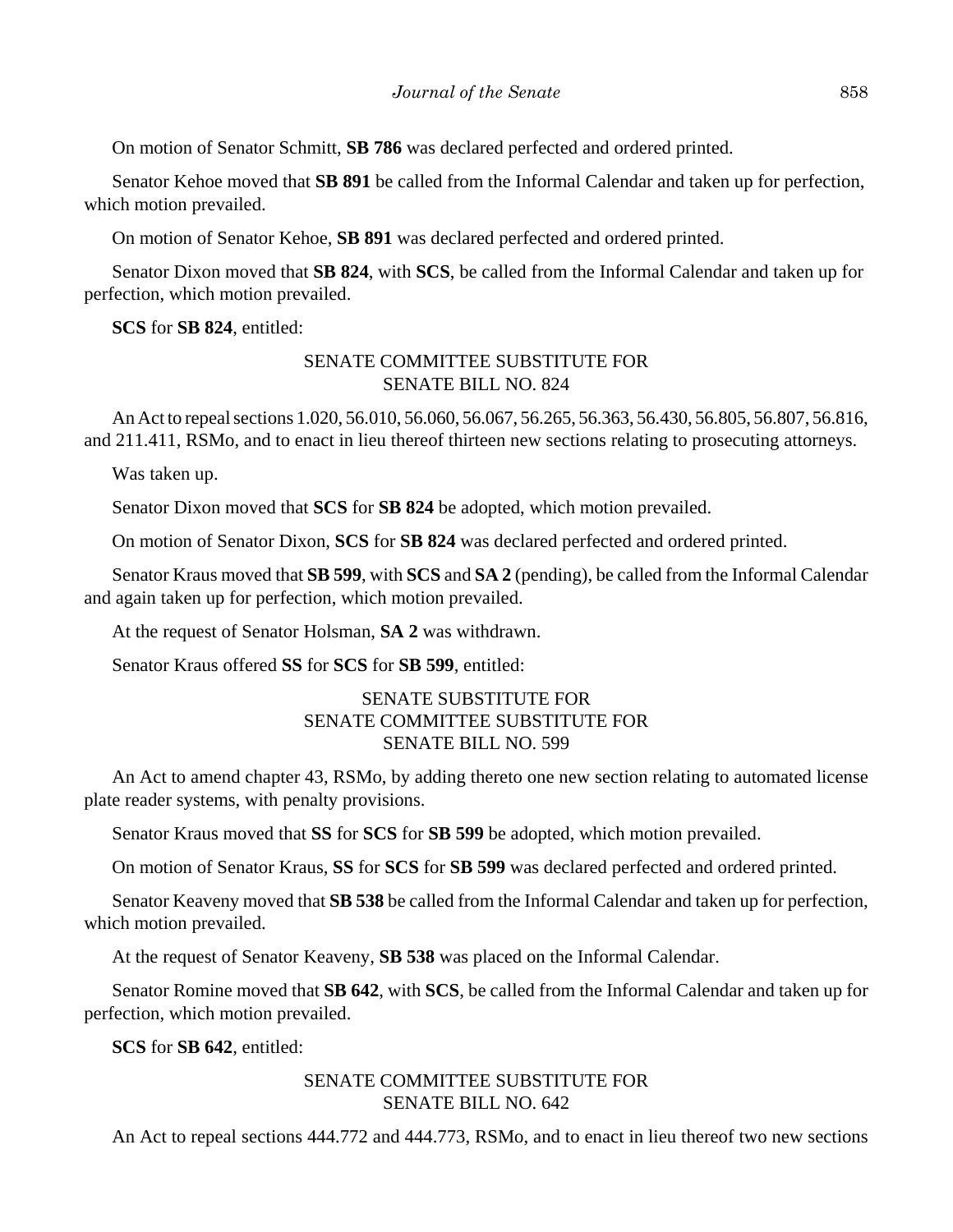On motion of Senator Schmitt, **SB 786** was declared perfected and ordered printed.

Senator Kehoe moved that **SB 891** be called from the Informal Calendar and taken up for perfection, which motion prevailed.

On motion of Senator Kehoe, **SB 891** was declared perfected and ordered printed.

Senator Dixon moved that **SB 824**, with **SCS**, be called from the Informal Calendar and taken up for perfection, which motion prevailed.

**SCS** for **SB 824**, entitled:

SENATE COMMITTEE SUBSTITUTE FOR
SENATE BILL NO. 824

An Act to repeal sections 1.020, 56.010, 56.060, 56.067, 56.265, 56.363, 56.430, 56.805, 56.807, 56.816, and 211.411, RSMo, and to enact in lieu thereof thirteen new sections relating to prosecuting attorneys.

Was taken up.

Senator Dixon moved that **SCS** for **SB 824** be adopted, which motion prevailed.

On motion of Senator Dixon, **SCS** for **SB 824** was declared perfected and ordered printed.

Senator Kraus moved that **SB 599**, with **SCS** and **SA 2** (pending), be called from the Informal Calendar and again taken up for perfection, which motion prevailed.

At the request of Senator Holsman, **SA 2** was withdrawn.

Senator Kraus offered **SS** for **SCS** for **SB 599**, entitled:

SENATE SUBSTITUTE FOR
SENATE COMMITTEE SUBSTITUTE FOR
SENATE BILL NO. 599

An Act to amend chapter 43, RSMo, by adding thereto one new section relating to automated license plate reader systems, with penalty provisions.

Senator Kraus moved that **SS** for **SCS** for **SB 599** be adopted, which motion prevailed.

On motion of Senator Kraus, **SS** for **SCS** for **SB 599** was declared perfected and ordered printed.

Senator Keaveny moved that **SB 538** be called from the Informal Calendar and taken up for perfection, which motion prevailed.

At the request of Senator Keaveny, **SB 538** was placed on the Informal Calendar.

Senator Romine moved that **SB 642**, with **SCS**, be called from the Informal Calendar and taken up for perfection, which motion prevailed.

**SCS** for **SB 642**, entitled:

SENATE COMMITTEE SUBSTITUTE FOR
SENATE BILL NO. 642

An Act to repeal sections 444.772 and 444.773, RSMo, and to enact in lieu thereof two new sections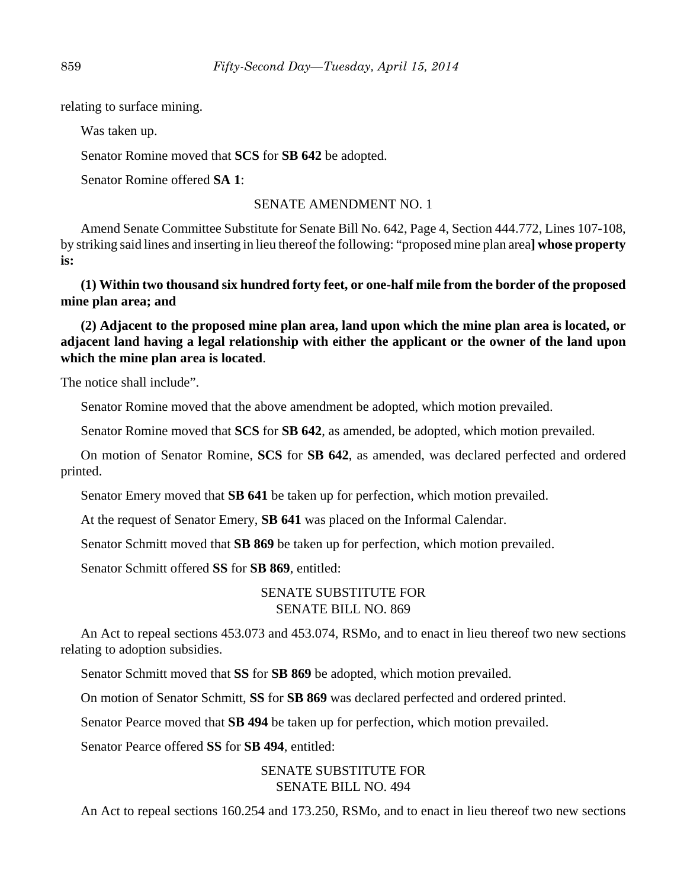relating to surface mining.

Was taken up.

Senator Romine moved that **SCS** for **SB 642** be adopted.

Senator Romine offered **SA 1**:

SENATE AMENDMENT NO. 1

Amend Senate Committee Substitute for Senate Bill No. 642, Page 4, Section 444.772, Lines 107-108, by striking said lines and inserting in lieu thereof the following: "proposed mine plan area**] whose property is:**

**(1) Within two thousand six hundred forty feet, or one-half mile from the border of the proposed mine plan area; and**

**(2) Adjacent to the proposed mine plan area, land upon which the mine plan area is located, or adjacent land having a legal relationship with either the applicant or the owner of the land upon which the mine plan area is located**.

The notice shall include".

Senator Romine moved that the above amendment be adopted, which motion prevailed.

Senator Romine moved that **SCS** for **SB 642**, as amended, be adopted, which motion prevailed.

On motion of Senator Romine, **SCS** for **SB 642**, as amended, was declared perfected and ordered printed.

Senator Emery moved that **SB 641** be taken up for perfection, which motion prevailed.

At the request of Senator Emery, **SB 641** was placed on the Informal Calendar.

Senator Schmitt moved that **SB 869** be taken up for perfection, which motion prevailed.

Senator Schmitt offered **SS** for **SB 869**, entitled:

SENATE SUBSTITUTE FOR
SENATE BILL NO. 869

An Act to repeal sections 453.073 and 453.074, RSMo, and to enact in lieu thereof two new sections relating to adoption subsidies.

Senator Schmitt moved that **SS** for **SB 869** be adopted, which motion prevailed.

On motion of Senator Schmitt, **SS** for **SB 869** was declared perfected and ordered printed.

Senator Pearce moved that **SB 494** be taken up for perfection, which motion prevailed.

Senator Pearce offered **SS** for **SB 494**, entitled:

SENATE SUBSTITUTE FOR
SENATE BILL NO. 494

An Act to repeal sections 160.254 and 173.250, RSMo, and to enact in lieu thereof two new sections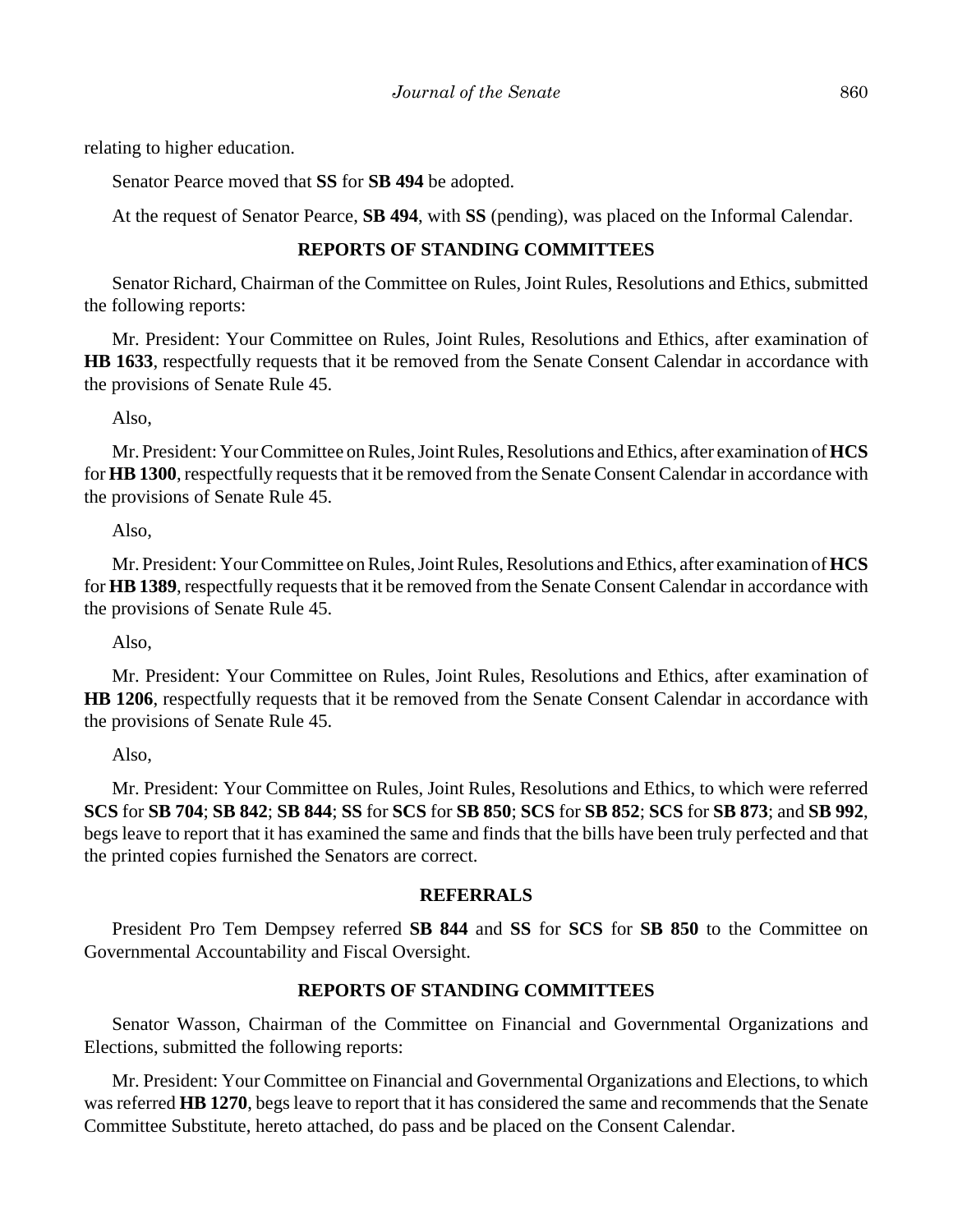relating to higher education.

Senator Pearce moved that **SS** for **SB 494** be adopted.

At the request of Senator Pearce, **SB 494**, with **SS** (pending), was placed on the Informal Calendar.

## REPORTS OF STANDING COMMITTEES

Senator Richard, Chairman of the Committee on Rules, Joint Rules, Resolutions and Ethics, submitted the following reports:

Mr. President: Your Committee on Rules, Joint Rules, Resolutions and Ethics, after examination of **HB 1633**, respectfully requests that it be removed from the Senate Consent Calendar in accordance with the provisions of Senate Rule 45.

Also,

Mr. President: Your Committee on Rules, Joint Rules, Resolutions and Ethics, after examination of **HCS** for **HB 1300**, respectfully requests that it be removed from the Senate Consent Calendar in accordance with the provisions of Senate Rule 45.

Also,

Mr. President: Your Committee on Rules, Joint Rules, Resolutions and Ethics, after examination of **HCS** for **HB 1389**, respectfully requests that it be removed from the Senate Consent Calendar in accordance with the provisions of Senate Rule 45.

Also,

Mr. President: Your Committee on Rules, Joint Rules, Resolutions and Ethics, after examination of **HB 1206**, respectfully requests that it be removed from the Senate Consent Calendar in accordance with the provisions of Senate Rule 45.

Also,

Mr. President: Your Committee on Rules, Joint Rules, Resolutions and Ethics, to which were referred **SCS** for **SB 704**; **SB 842**; **SB 844**; **SS** for **SCS** for **SB 850**; **SCS** for **SB 852**; **SCS** for **SB 873**; and **SB 992**, begs leave to report that it has examined the same and finds that the bills have been truly perfected and that the printed copies furnished the Senators are correct.

## REFERRALS

President Pro Tem Dempsey referred **SB 844** and **SS** for **SCS** for **SB 850** to the Committee on Governmental Accountability and Fiscal Oversight.

## REPORTS OF STANDING COMMITTEES

Senator Wasson, Chairman of the Committee on Financial and Governmental Organizations and Elections, submitted the following reports:

Mr. President: Your Committee on Financial and Governmental Organizations and Elections, to which was referred **HB 1270**, begs leave to report that it has considered the same and recommends that the Senate Committee Substitute, hereto attached, do pass and be placed on the Consent Calendar.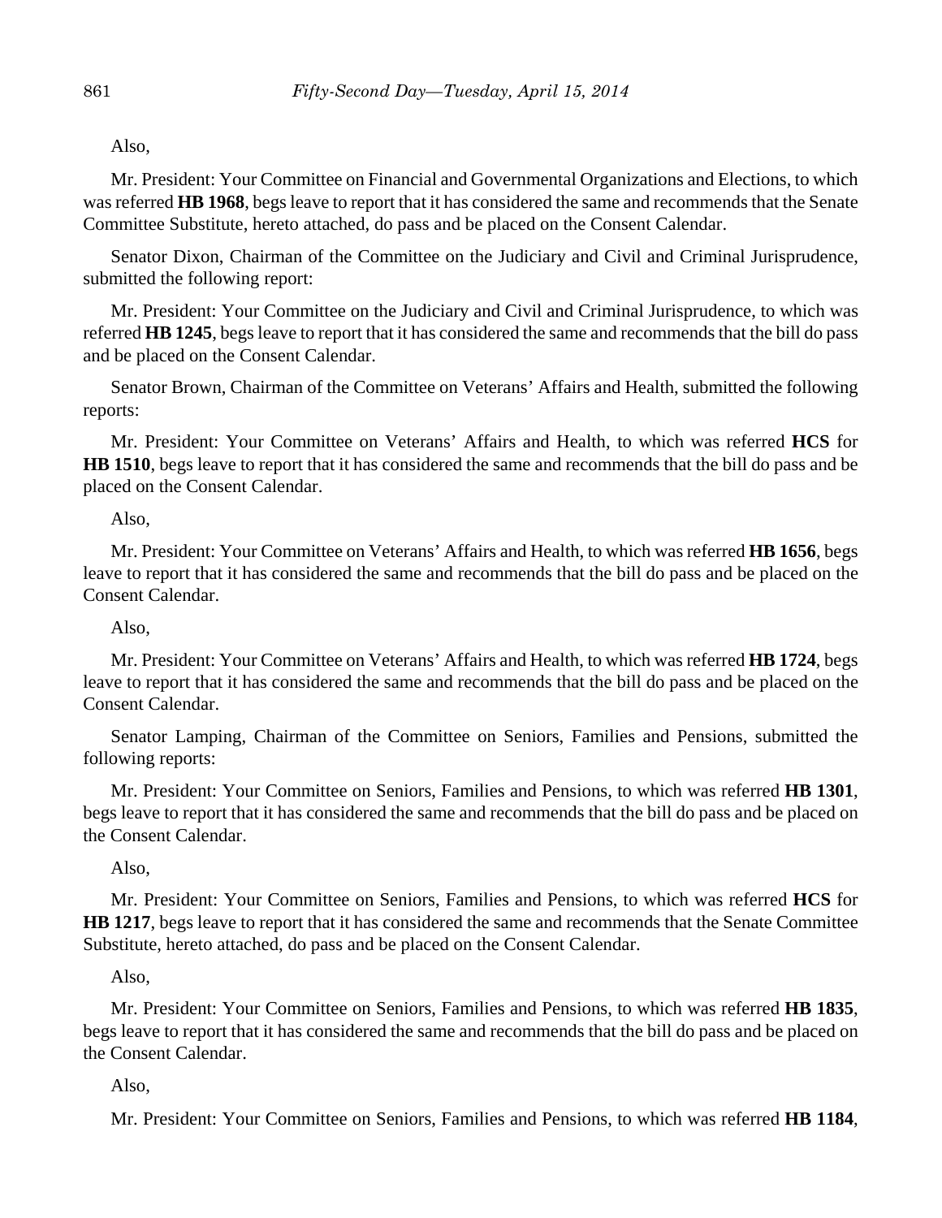Also,

Mr. President: Your Committee on Financial and Governmental Organizations and Elections, to which was referred **HB 1968**, begs leave to report that it has considered the same and recommends that the Senate Committee Substitute, hereto attached, do pass and be placed on the Consent Calendar.

Senator Dixon, Chairman of the Committee on the Judiciary and Civil and Criminal Jurisprudence, submitted the following report:

Mr. President: Your Committee on the Judiciary and Civil and Criminal Jurisprudence, to which was referred **HB 1245**, begs leave to report that it has considered the same and recommends that the bill do pass and be placed on the Consent Calendar.

Senator Brown, Chairman of the Committee on Veterans' Affairs and Health, submitted the following reports:

Mr. President: Your Committee on Veterans' Affairs and Health, to which was referred **HCS** for **HB 1510**, begs leave to report that it has considered the same and recommends that the bill do pass and be placed on the Consent Calendar.

Also,

Mr. President: Your Committee on Veterans' Affairs and Health, to which was referred **HB 1656**, begs leave to report that it has considered the same and recommends that the bill do pass and be placed on the Consent Calendar.

Also,

Mr. President: Your Committee on Veterans' Affairs and Health, to which was referred **HB 1724**, begs leave to report that it has considered the same and recommends that the bill do pass and be placed on the Consent Calendar.

Senator Lamping, Chairman of the Committee on Seniors, Families and Pensions, submitted the following reports:

Mr. President: Your Committee on Seniors, Families and Pensions, to which was referred **HB 1301**, begs leave to report that it has considered the same and recommends that the bill do pass and be placed on the Consent Calendar.

Also,

Mr. President: Your Committee on Seniors, Families and Pensions, to which was referred **HCS** for **HB 1217**, begs leave to report that it has considered the same and recommends that the Senate Committee Substitute, hereto attached, do pass and be placed on the Consent Calendar.

Also,

Mr. President: Your Committee on Seniors, Families and Pensions, to which was referred **HB 1835**, begs leave to report that it has considered the same and recommends that the bill do pass and be placed on the Consent Calendar.

Also,

Mr. President: Your Committee on Seniors, Families and Pensions, to which was referred **HB 1184**,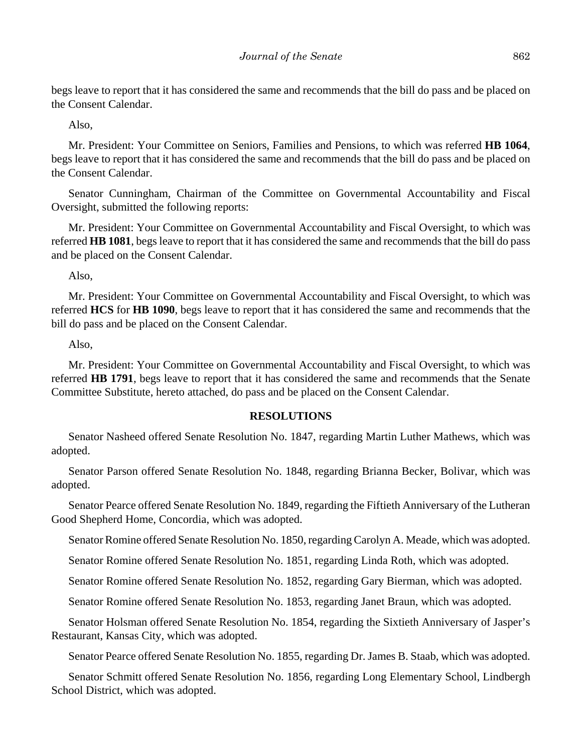begs leave to report that it has considered the same and recommends that the bill do pass and be placed on the Consent Calendar.

Also,

Mr. President: Your Committee on Seniors, Families and Pensions, to which was referred **HB 1064**, begs leave to report that it has considered the same and recommends that the bill do pass and be placed on the Consent Calendar.

Senator Cunningham, Chairman of the Committee on Governmental Accountability and Fiscal Oversight, submitted the following reports:

Mr. President: Your Committee on Governmental Accountability and Fiscal Oversight, to which was referred **HB 1081**, begs leave to report that it has considered the same and recommends that the bill do pass and be placed on the Consent Calendar.

Also,

Mr. President: Your Committee on Governmental Accountability and Fiscal Oversight, to which was referred **HCS** for **HB 1090**, begs leave to report that it has considered the same and recommends that the bill do pass and be placed on the Consent Calendar.

Also,

Mr. President: Your Committee on Governmental Accountability and Fiscal Oversight, to which was referred **HB 1791**, begs leave to report that it has considered the same and recommends that the Senate Committee Substitute, hereto attached, do pass and be placed on the Consent Calendar.

## RESOLUTIONS

Senator Nasheed offered Senate Resolution No. 1847, regarding Martin Luther Mathews, which was adopted.

Senator Parson offered Senate Resolution No. 1848, regarding Brianna Becker, Bolivar, which was adopted.

Senator Pearce offered Senate Resolution No. 1849, regarding the Fiftieth Anniversary of the Lutheran Good Shepherd Home, Concordia, which was adopted.

Senator Romine offered Senate Resolution No. 1850, regarding Carolyn A. Meade, which was adopted.

Senator Romine offered Senate Resolution No. 1851, regarding Linda Roth, which was adopted.

Senator Romine offered Senate Resolution No. 1852, regarding Gary Bierman, which was adopted.

Senator Romine offered Senate Resolution No. 1853, regarding Janet Braun, which was adopted.

Senator Holsman offered Senate Resolution No. 1854, regarding the Sixtieth Anniversary of Jasper's Restaurant, Kansas City, which was adopted.

Senator Pearce offered Senate Resolution No. 1855, regarding Dr. James B. Staab, which was adopted.

Senator Schmitt offered Senate Resolution No. 1856, regarding Long Elementary School, Lindbergh School District, which was adopted.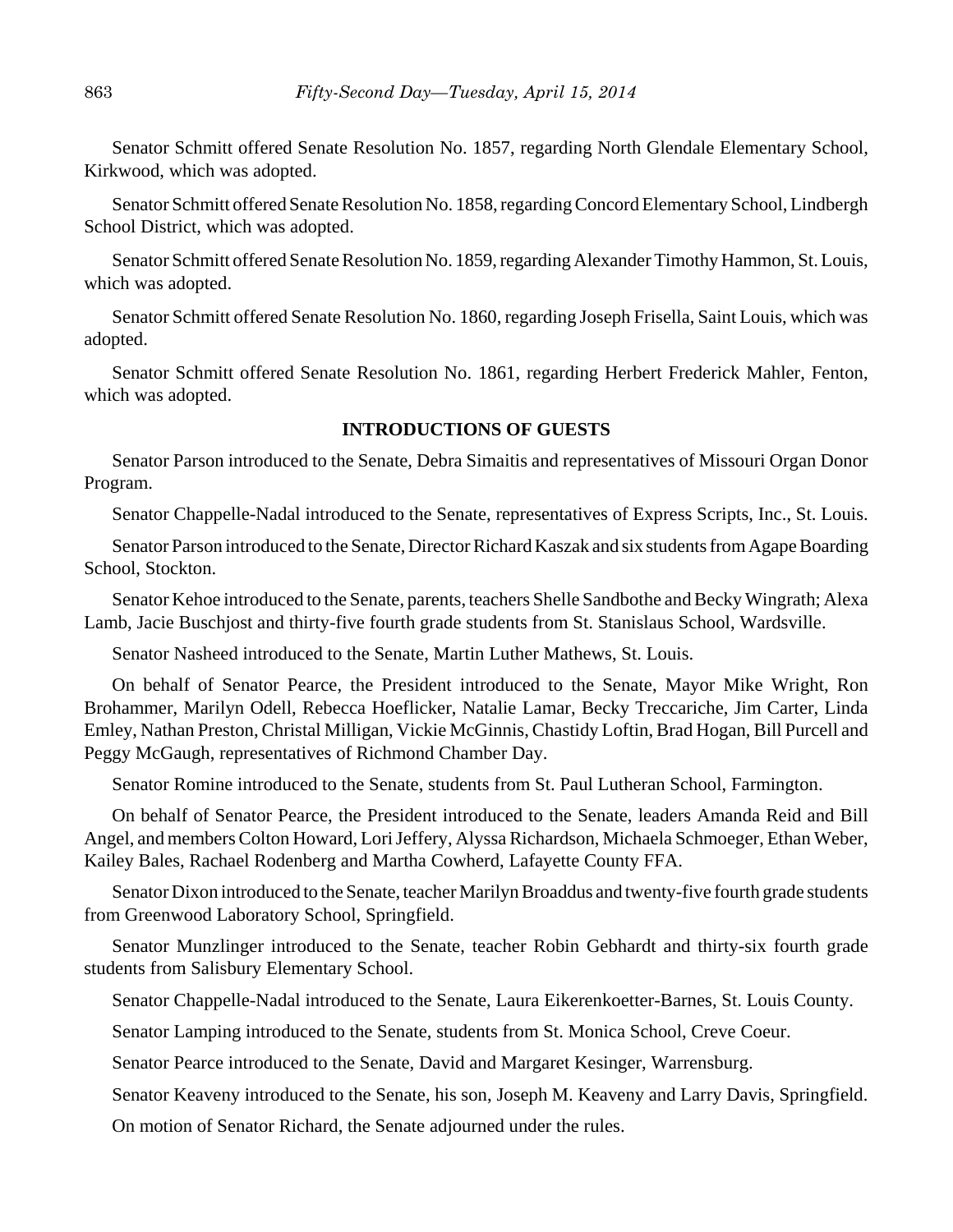Senator Schmitt offered Senate Resolution No. 1857, regarding North Glendale Elementary School, Kirkwood, which was adopted.

Senator Schmitt offered Senate Resolution No. 1858, regarding Concord Elementary School, Lindbergh School District, which was adopted.

Senator Schmitt offered Senate Resolution No. 1859, regarding Alexander Timothy Hammon, St. Louis, which was adopted.

Senator Schmitt offered Senate Resolution No. 1860, regarding Joseph Frisella, Saint Louis, which was adopted.

Senator Schmitt offered Senate Resolution No. 1861, regarding Herbert Frederick Mahler, Fenton, which was adopted.

## INTRODUCTIONS OF GUESTS

Senator Parson introduced to the Senate, Debra Simaitis and representatives of Missouri Organ Donor Program.

Senator Chappelle-Nadal introduced to the Senate, representatives of Express Scripts, Inc., St. Louis.

Senator Parson introduced to the Senate, Director Richard Kaszak and six students from Agape Boarding School, Stockton.

Senator Kehoe introduced to the Senate, parents, teachers Shelle Sandbothe and Becky Wingrath; Alexa Lamb, Jacie Buschjost and thirty-five fourth grade students from St. Stanislaus School, Wardsville.

Senator Nasheed introduced to the Senate, Martin Luther Mathews, St. Louis.

On behalf of Senator Pearce, the President introduced to the Senate, Mayor Mike Wright, Ron Brohammer, Marilyn Odell, Rebecca Hoeflicker, Natalie Lamar, Becky Treccariche, Jim Carter, Linda Emley, Nathan Preston, Christal Milligan, Vickie McGinnis, Chastidy Loftin, Brad Hogan, Bill Purcell and Peggy McGaugh, representatives of Richmond Chamber Day.

Senator Romine introduced to the Senate, students from St. Paul Lutheran School, Farmington.

On behalf of Senator Pearce, the President introduced to the Senate, leaders Amanda Reid and Bill Angel, and members Colton Howard, Lori Jeffery, Alyssa Richardson, Michaela Schmoeger, Ethan Weber, Kailey Bales, Rachael Rodenberg and Martha Cowherd, Lafayette County FFA.

Senator Dixon introduced to the Senate, teacher Marilyn Broaddus and twenty-five fourth grade students from Greenwood Laboratory School, Springfield.

Senator Munzlinger introduced to the Senate, teacher Robin Gebhardt and thirty-six fourth grade students from Salisbury Elementary School.

Senator Chappelle-Nadal introduced to the Senate, Laura Eikerenkoetter-Barnes, St. Louis County.

Senator Lamping introduced to the Senate, students from St. Monica School, Creve Coeur.

Senator Pearce introduced to the Senate, David and Margaret Kesinger, Warrensburg.

Senator Keaveny introduced to the Senate, his son, Joseph M. Keaveny and Larry Davis, Springfield.

On motion of Senator Richard, the Senate adjourned under the rules.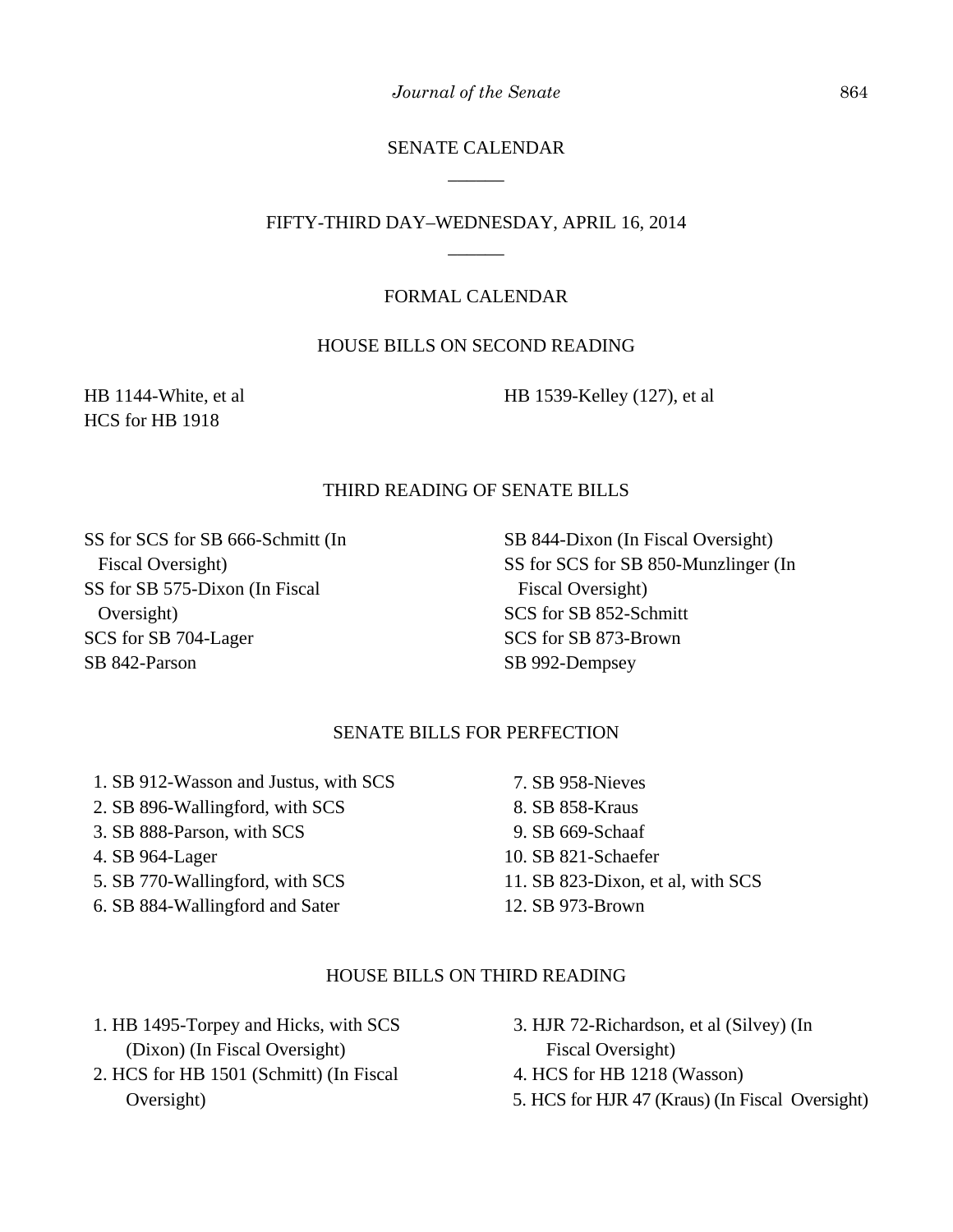## SENATE CALENDAR

______

## FIFTY-THIRD DAY–WEDNESDAY, APRIL 16, 2014

______

### FORMAL CALENDAR

#### HOUSE BILLS ON SECOND READING

HB 1144-White, et al
HCS for HB 1918
HB 1539-Kelley (127), et al

#### THIRD READING OF SENATE BILLS

SS for SCS for SB 666-Schmitt (In Fiscal Oversight)
SS for SB 575-Dixon (In Fiscal Oversight)
SCS for SB 704-Lager
SB 842-Parson
SB 844-Dixon (In Fiscal Oversight)
SS for SCS for SB 850-Munzlinger (In Fiscal Oversight)
SCS for SB 852-Schmitt
SCS for SB 873-Brown
SB 992-Dempsey

#### SENATE BILLS FOR PERFECTION

1. SB 912-Wasson and Justus, with SCS
2. SB 896-Wallingford, with SCS
3. SB 888-Parson, with SCS
4. SB 964-Lager
5. SB 770-Wallingford, with SCS
6. SB 884-Wallingford and Sater
7. SB 958-Nieves
8. SB 858-Kraus
9. SB 669-Schaaf
10. SB 821-Schaefer
11. SB 823-Dixon, et al, with SCS
12. SB 973-Brown

#### HOUSE BILLS ON THIRD READING

1. HB 1495-Torpey and Hicks, with SCS (Dixon) (In Fiscal Oversight)
2. HCS for HB 1501 (Schmitt) (In Fiscal Oversight)
3. HJR 72-Richardson, et al (Silvey) (In Fiscal Oversight)
4. HCS for HB 1218 (Wasson)
5. HCS for HJR 47 (Kraus) (In Fiscal Oversight)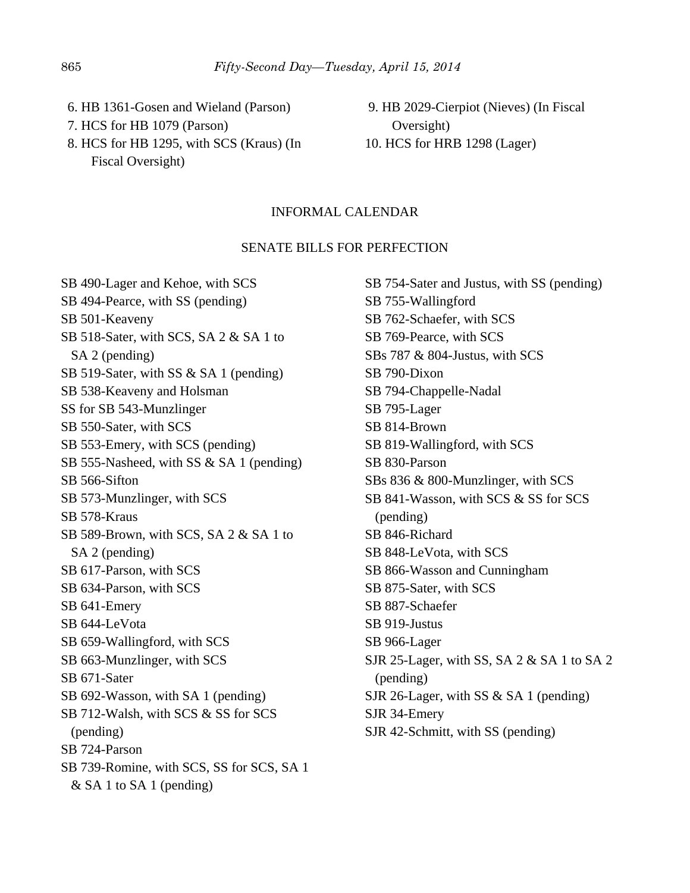6. HB 1361-Gosen and Wieland (Parson)
7. HCS for HB 1079 (Parson)
8. HCS for HB 1295, with SCS (Kraus) (In Fiscal Oversight)
9. HB 2029-Cierpiot (Nieves) (In Fiscal Oversight)
10. HCS for HRB 1298 (Lager)

INFORMAL CALENDAR

SENATE BILLS FOR PERFECTION

SB 490-Lager and Kehoe, with SCS
SB 494-Pearce, with SS (pending)
SB 501-Keaveny
SB 518-Sater, with SCS, SA 2 & SA 1 to SA 2 (pending)
SB 519-Sater, with SS & SA 1 (pending)
SB 538-Keaveny and Holsman
SS for SB 543-Munzlinger
SB 550-Sater, with SCS
SB 553-Emery, with SCS (pending)
SB 555-Nasheed, with SS & SA 1 (pending)
SB 566-Sifton
SB 573-Munzlinger, with SCS
SB 578-Kraus
SB 589-Brown, with SCS, SA 2 & SA 1 to SA 2 (pending)
SB 617-Parson, with SCS
SB 634-Parson, with SCS
SB 641-Emery
SB 644-LeVota
SB 659-Wallingford, with SCS
SB 663-Munzlinger, with SCS
SB 671-Sater
SB 692-Wasson, with SA 1 (pending)
SB 712-Walsh, with SCS & SS for SCS (pending)
SB 724-Parson
SB 739-Romine, with SCS, SS for SCS, SA 1 & SA 1 to SA 1 (pending)
SB 754-Sater and Justus, with SS (pending)
SB 755-Wallingford
SB 762-Schaefer, with SCS
SB 769-Pearce, with SCS
SBs 787 & 804-Justus, with SCS
SB 790-Dixon
SB 794-Chappelle-Nadal
SB 795-Lager
SB 814-Brown
SB 819-Wallingford, with SCS
SB 830-Parson
SBs 836 & 800-Munzlinger, with SCS
SB 841-Wasson, with SCS & SS for SCS (pending)
SB 846-Richard
SB 848-LeVota, with SCS
SB 866-Wasson and Cunningham
SB 875-Sater, with SCS
SB 887-Schaefer
SB 919-Justus
SB 966-Lager
SJR 25-Lager, with SS, SA 2 & SA 1 to SA 2 (pending)
SJR 26-Lager, with SS & SA 1 (pending)
SJR 34-Emery
SJR 42-Schmitt, with SS (pending)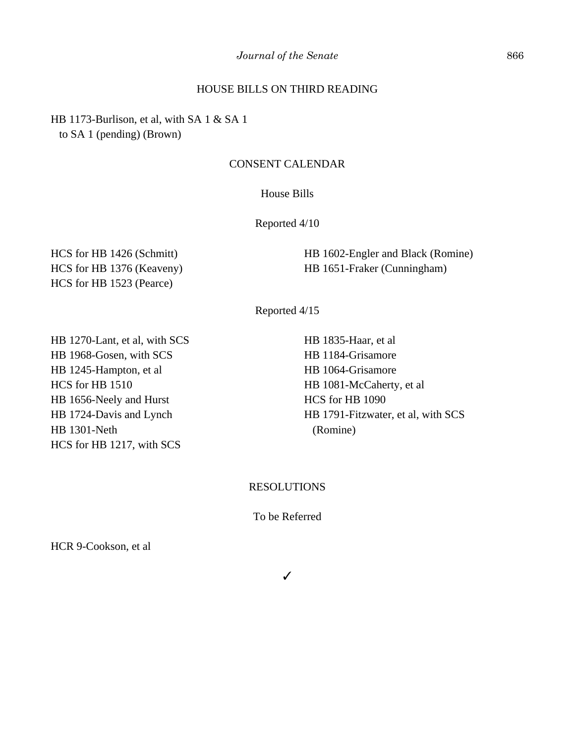## HOUSE BILLS ON THIRD READING

HB 1173-Burlison, et al, with SA 1 & SA 1 to SA 1 (pending) (Brown)

## CONSENT CALENDAR

### House Bills

#### Reported 4/10

HCS for HB 1426 (Schmitt)
HCS for HB 1376 (Keaveny)
HCS for HB 1523 (Pearce)
HB 1602-Engler and Black (Romine)
HB 1651-Fraker (Cunningham)

#### Reported 4/15

HB 1270-Lant, et al, with SCS
HB 1968-Gosen, with SCS
HB 1245-Hampton, et al
HCS for HB 1510
HB 1656-Neely and Hurst
HB 1724-Davis and Lynch
HB 1301-Neth
HCS for HB 1217, with SCS
HB 1835-Haar, et al
HB 1184-Grisamore
HB 1064-Grisamore
HB 1081-McCaherty, et al
HCS for HB 1090
HB 1791-Fitzwater, et al, with SCS (Romine)

## RESOLUTIONS

### To be Referred

HCR 9-Cookson, et al

✓